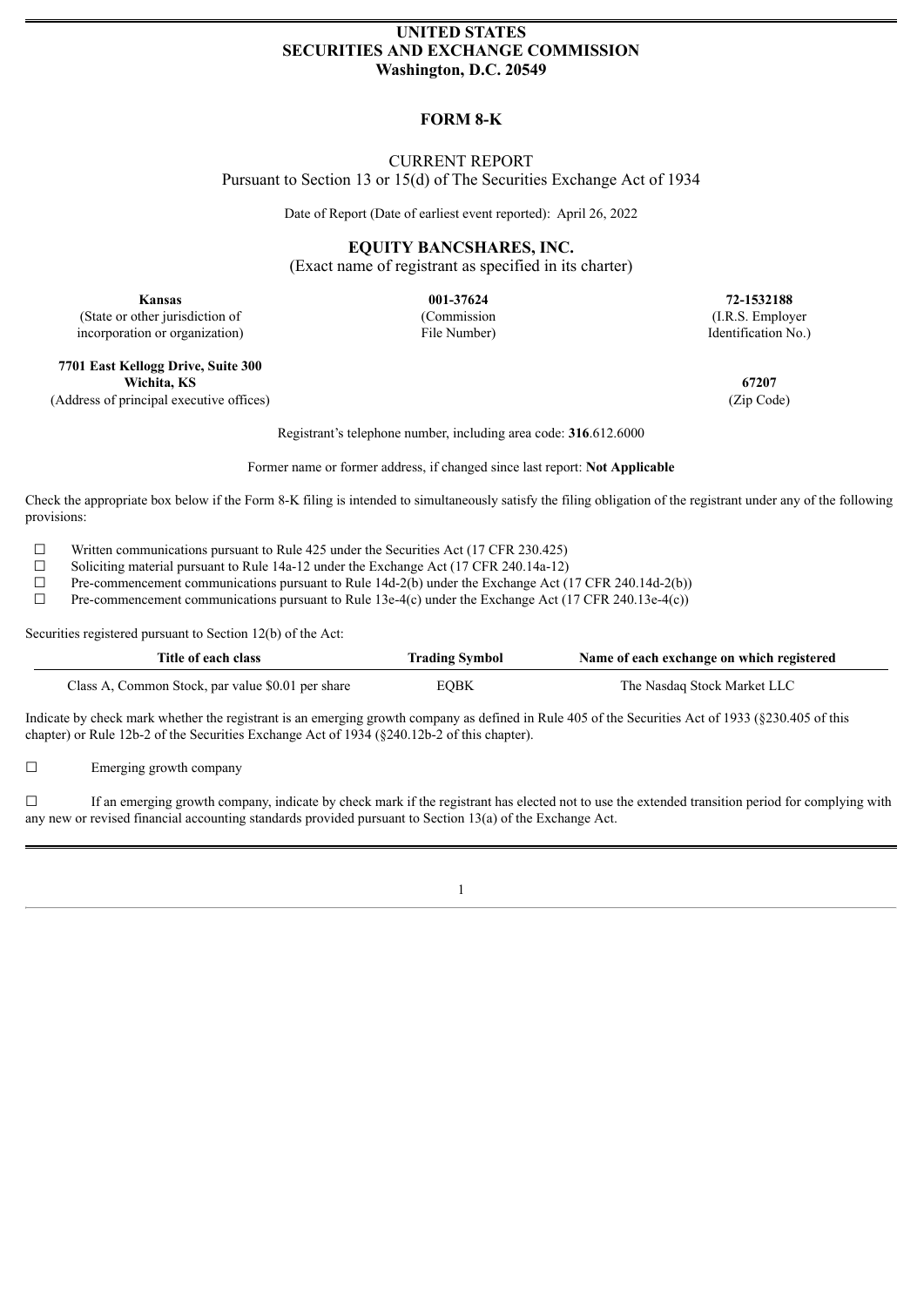# UNITED STATES
# SECURITIES AND EXCHANGE COMMISSION
**Washington, D.C. 20549**

## FORM 8-K

CURRENT REPORT
Pursuant to Section 13 or 15(d) of The Securities Exchange Act of 1934

Date of Report (Date of earliest event reported): April 26, 2022

## EQUITY BANCSHARES, INC.
(Exact name of registrant as specified in its charter)

| | | |
|---|---|---|
| **Kansas** | **001-37624** | **72-1532188** |
| (State or other jurisdiction of incorporation or organization) | (Commission File Number) | (I.R.S. Employer Identification No.) |

| | |
|---|---|
| **7701 East Kellogg Drive, Suite 300** **Wichita, KS** | **67207** |
| (Address of principal executive offices) | (Zip Code) |

Registrant's telephone number, including area code: **316**.612.6000

Former name or former address, if changed since last report: **Not Applicable**

Check the appropriate box below if the Form 8-K filing is intended to simultaneously satisfy the filing obligation of the registrant under any of the following provisions:

☐ Written communications pursuant to Rule 425 under the Securities Act (17 CFR 230.425)
☐ Soliciting material pursuant to Rule 14a-12 under the Exchange Act (17 CFR 240.14a-12)
☐ Pre-commencement communications pursuant to Rule 14d-2(b) under the Exchange Act (17 CFR 240.14d-2(b))
☐ Pre-commencement communications pursuant to Rule 13e-4(c) under the Exchange Act (17 CFR 240.13e-4(c))

Securities registered pursuant to Section 12(b) of the Act:

| Title of each class | Trading Symbol | Name of each exchange on which registered |
|---|---|---|
| Class A, Common Stock, par value $0.01 per share | EQBK | The Nasdaq Stock Market LLC |

Indicate by check mark whether the registrant is an emerging growth company as defined in Rule 405 of the Securities Act of 1933 (§230.405 of this chapter) or Rule 12b-2 of the Securities Exchange Act of 1934 (§240.12b-2 of this chapter).

☐ Emerging growth company

☐ If an emerging growth company, indicate by check mark if the registrant has elected not to use the extended transition period for complying with any new or revised financial accounting standards provided pursuant to Section 13(a) of the Exchange Act.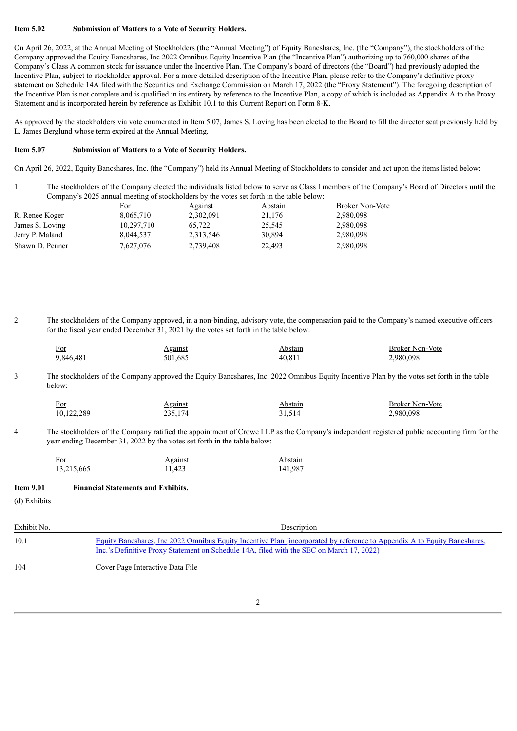**Item 5.02 Submission of Matters to a Vote of Security Holders.**

On April 26, 2022, at the Annual Meeting of Stockholders (the "Annual Meeting") of Equity Bancshares, Inc. (the "Company"), the stockholders of the Company approved the Equity Bancshares, Inc 2022 Omnibus Equity Incentive Plan (the "Incentive Plan") authorizing up to 760,000 shares of the Company's Class A common stock for issuance under the Incentive Plan. The Company's board of directors (the "Board") had previously adopted the Incentive Plan, subject to stockholder approval. For a more detailed description of the Incentive Plan, please refer to the Company's definitive proxy statement on Schedule 14A filed with the Securities and Exchange Commission on March 17, 2022 (the "Proxy Statement"). The foregoing description of the Incentive Plan is not complete and is qualified in its entirety by reference to the Incentive Plan, a copy of which is included as Appendix A to the Proxy Statement and is incorporated herein by reference as Exhibit 10.1 to this Current Report on Form 8-K.

As approved by the stockholders via vote enumerated in Item 5.07, James S. Loving has been elected to the Board to fill the director seat previously held by L. James Berglund whose term expired at the Annual Meeting.

**Item 5.07 Submission of Matters to a Vote of Security Holders.**

On April 26, 2022, Equity Bancshares, Inc. (the "Company") held its Annual Meeting of Stockholders to consider and act upon the items listed below:

1. The stockholders of the Company elected the individuals listed below to serve as Class I members of the Company's Board of Directors until the Company's 2025 annual meeting of stockholders by the votes set forth in the table below:

| | For | Against | Abstain | Broker Non-Vote |
|---|---|---|---|---|
| R. Renee Koger | 8,065,710 | 2,302,091 | 21,176 | 2,980,098 |
| James S. Loving | 10,297,710 | 65,722 | 25,545 | 2,980,098 |
| Jerry P. Maland | 8,044,537 | 2,313,546 | 30,894 | 2,980,098 |
| Shawn D. Penner | 7,627,076 | 2,739,408 | 22,493 | 2,980,098 |

2. The stockholders of the Company approved, in a non-binding, advisory vote, the compensation paid to the Company's named executive officers for the fiscal year ended December 31, 2021 by the votes set forth in the table below:

| For | Against | Abstain | Broker Non-Vote |
|---|---|---|---|
| 9,846,481 | 501,685 | 40,811 | 2,980,098 |

3. The stockholders of the Company approved the Equity Bancshares, Inc. 2022 Omnibus Equity Incentive Plan by the votes set forth in the table below:

| For | Against | Abstain | Broker Non-Vote |
|---|---|---|---|
| 10,122,289 | 235,174 | 31,514 | 2,980,098 |

4. The stockholders of the Company ratified the appointment of Crowe LLP as the Company's independent registered public accounting firm for the year ending December 31, 2022 by the votes set forth in the table below:

| For | Against | Abstain |
|---|---|---|
| 13,215,665 | 11,423 | 141,987 |

**Item 9.01 Financial Statements and Exhibits.**

(d) Exhibits

| Exhibit No. | Description |
|---|---|
| 10.1 | Equity Bancshares, Inc 2022 Omnibus Equity Incentive Plan (incorporated by reference to Appendix A to Equity Bancshares, Inc.'s Definitive Proxy Statement on Schedule 14A, filed with the SEC on March 17, 2022) |
| 104 | Cover Page Interactive Data File |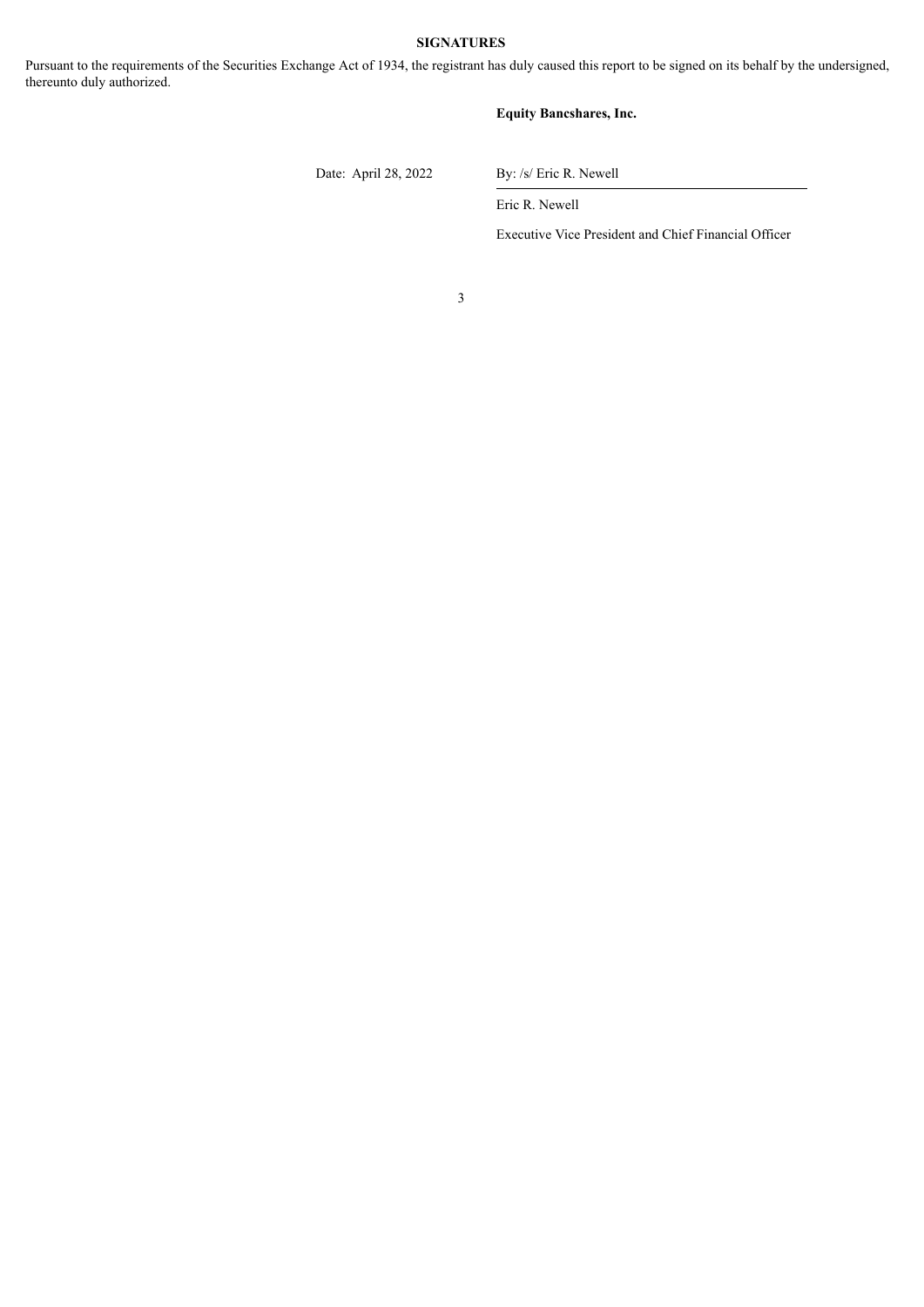**SIGNATURES**

Pursuant to the requirements of the Securities Exchange Act of 1934, the registrant has duly caused this report to be signed on its behalf by the undersigned, thereunto duly authorized.

**Equity Bancshares, Inc.**

Date: April 28, 2022

By: /s/ Eric R. Newell

Eric R. Newell

Executive Vice President and Chief Financial Officer